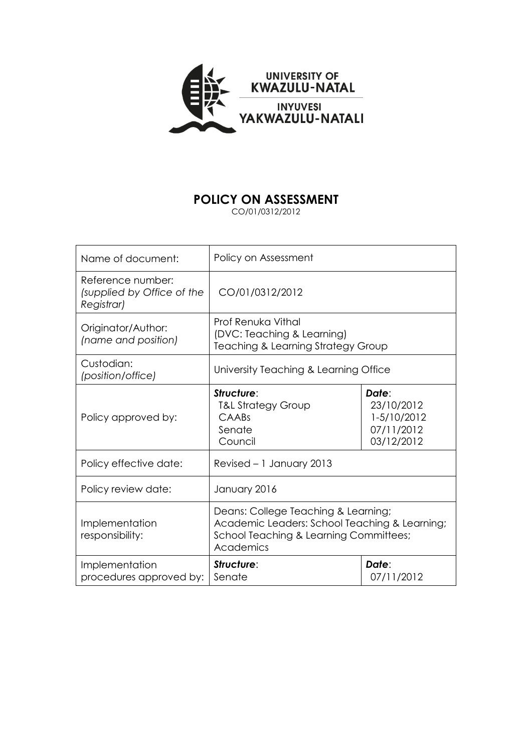UNIVERSITY OF KWAZULU-NATAL

INYUVESI YAKWAZULU-NATALI

# POLICY ON ASSESSMENT

CO/01/0312/2012

| | | |
|---|---|---|
| Name of document: | Policy on Assessment | |
| Reference number: *(supplied by Office of the Registrar)* | CO/01/0312/2012 | |
| Originator/Author: *(name and position)* | Prof Renuka Vithal (DVC: Teaching & Learning) Teaching & Learning Strategy Group | |
| Custodian: *(position/office)* | University Teaching & Learning Office | |
| Policy approved by: | ***Structure***: T&L Strategy Group CAABs Senate Council | ***Date***: 23/10/2012 1-5/10/2012 07/11/2012 03/12/2012 |
| Policy effective date: | Revised – 1 January 2013 | |
| Policy review date: | January 2016 | |
| Implementation responsibility: | Deans: College Teaching & Learning; Academic Leaders: School Teaching & Learning; School Teaching & Learning Committees; Academics | |
| Implementation procedures approved by: | ***Structure***: Senate | ***Date***: 07/11/2012 |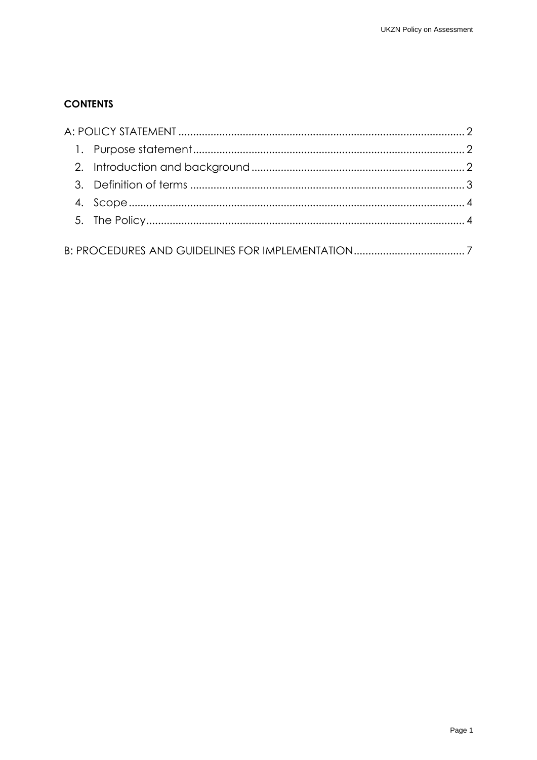**CONTENTS**

A: POLICY STATEMENT ........................................................................................ 2

1. Purpose statement ........................................................................................ 2
2. Introduction and background ........................................................................ 2
3. Definition of terms ........................................................................................ 3
4. Scope ........................................................................................................... 4
5. The Policy ..................................................................................................... 4

B: PROCEDURES AND GUIDELINES FOR IMPLEMENTATION ........................................ 7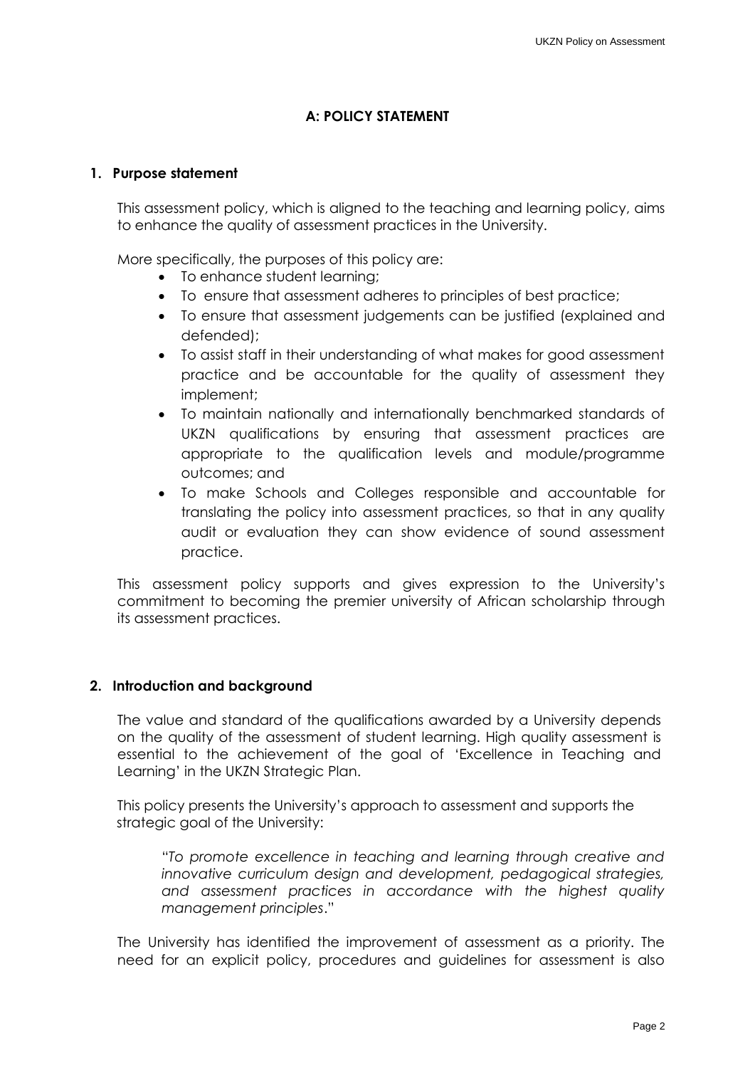## A: POLICY STATEMENT

### 1. Purpose statement

This assessment policy, which is aligned to the teaching and learning policy, aims to enhance the quality of assessment practices in the University.

More specifically, the purposes of this policy are:

- To enhance student learning;
- To ensure that assessment adheres to principles of best practice;
- To ensure that assessment judgements can be justified (explained and defended);
- To assist staff in their understanding of what makes for good assessment practice and be accountable for the quality of assessment they implement;
- To maintain nationally and internationally benchmarked standards of UKZN qualifications by ensuring that assessment practices are appropriate to the qualification levels and module/programme outcomes; and
- To make Schools and Colleges responsible and accountable for translating the policy into assessment practices, so that in any quality audit or evaluation they can show evidence of sound assessment practice.

This assessment policy supports and gives expression to the University's commitment to becoming the premier university of African scholarship through its assessment practices.

### 2. Introduction and background

The value and standard of the qualifications awarded by a University depends on the quality of the assessment of student learning. High quality assessment is essential to the achievement of the goal of 'Excellence in Teaching and Learning' in the UKZN Strategic Plan.

This policy presents the University's approach to assessment and supports the strategic goal of the University:

> "*To promote excellence in teaching and learning through creative and innovative curriculum design and development, pedagogical strategies, and assessment practices in accordance with the highest quality management principles*."

The University has identified the improvement of assessment as a priority. The need for an explicit policy, procedures and guidelines for assessment is also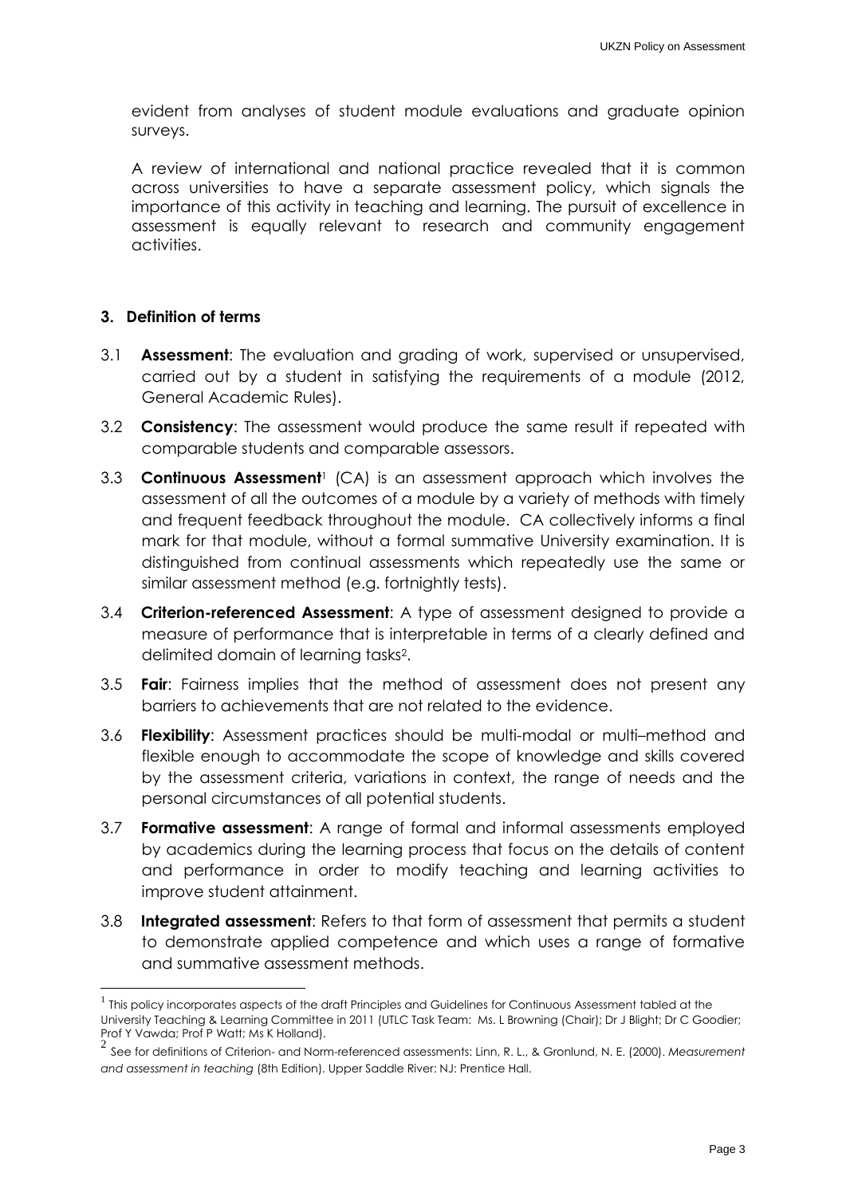evident from analyses of student module evaluations and graduate opinion surveys.

A review of international and national practice revealed that it is common across universities to have a separate assessment policy, which signals the importance of this activity in teaching and learning. The pursuit of excellence in assessment is equally relevant to research and community engagement activities.

## 3. Definition of terms

3.1 **Assessment**: The evaluation and grading of work, supervised or unsupervised, carried out by a student in satisfying the requirements of a module (2012, General Academic Rules).

3.2 **Consistency**: The assessment would produce the same result if repeated with comparable students and comparable assessors.

3.3 **Continuous Assessment**[1] (CA) is an assessment approach which involves the assessment of all the outcomes of a module by a variety of methods with timely and frequent feedback throughout the module. CA collectively informs a final mark for that module, without a formal summative University examination. It is distinguished from continual assessments which repeatedly use the same or similar assessment method (e.g. fortnightly tests).

3.4 **Criterion-referenced Assessment**: A type of assessment designed to provide a measure of performance that is interpretable in terms of a clearly defined and delimited domain of learning tasks[2].

3.5 **Fair**: Fairness implies that the method of assessment does not present any barriers to achievements that are not related to the evidence.

3.6 **Flexibility**: Assessment practices should be multi-modal or multi–method and flexible enough to accommodate the scope of knowledge and skills covered by the assessment criteria, variations in context, the range of needs and the personal circumstances of all potential students.

3.7 **Formative assessment**: A range of formal and informal assessments employed by academics during the learning process that focus on the details of content and performance in order to modify teaching and learning activities to improve student attainment.

3.8 **Integrated assessment**: Refers to that form of assessment that permits a student to demonstrate applied competence and which uses a range of formative and summative assessment methods.

---

[1] This policy incorporates aspects of the draft Principles and Guidelines for Continuous Assessment tabled at the University Teaching & Learning Committee in 2011 (UTLC Task Team: Ms. L Browning (Chair); Dr J Blight; Dr C Goodier; Prof Y Vawda; Prof P Watt; Ms K Holland).

[2] See for definitions of Criterion- and Norm-referenced assessments: Linn, R. L., & Gronlund, N. E. (2000). *Measurement and assessment in teaching* (8th Edition). Upper Saddle River: NJ: Prentice Hall.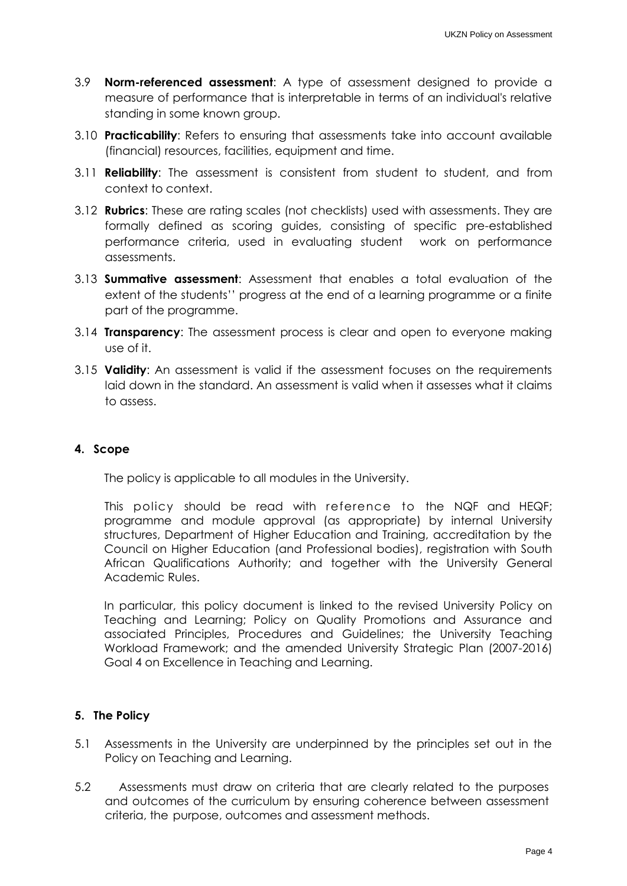3.9 **Norm-referenced assessment**: A type of assessment designed to provide a measure of performance that is interpretable in terms of an individual's relative standing in some known group.

3.10 **Practicability**: Refers to ensuring that assessments take into account available (financial) resources, facilities, equipment and time.

3.11 **Reliability**: The assessment is consistent from student to student, and from context to context.

3.12 **Rubrics**: These are rating scales (not checklists) used with assessments. They are formally defined as scoring guides, consisting of specific pre-established performance criteria, used in evaluating student work on performance assessments.

3.13 **Summative assessment**: Assessment that enables a total evaluation of the extent of the students'' progress at the end of a learning programme or a finite part of the programme.

3.14 **Transparency**: The assessment process is clear and open to everyone making use of it.

3.15 **Validity**: An assessment is valid if the assessment focuses on the requirements laid down in the standard. An assessment is valid when it assesses what it claims to assess.

## 4. Scope

The policy is applicable to all modules in the University.

This policy should be read with reference to the NQF and HEQF; programme and module approval (as appropriate) by internal University structures, Department of Higher Education and Training, accreditation by the Council on Higher Education (and Professional bodies), registration with South African Qualifications Authority; and together with the University General Academic Rules.

In particular, this policy document is linked to the revised University Policy on Teaching and Learning; Policy on Quality Promotions and Assurance and associated Principles, Procedures and Guidelines; the University Teaching Workload Framework; and the amended University Strategic Plan (2007-2016) Goal 4 on Excellence in Teaching and Learning.

## 5. The Policy

5.1 Assessments in the University are underpinned by the principles set out in the Policy on Teaching and Learning.

5.2 Assessments must draw on criteria that are clearly related to the purposes and outcomes of the curriculum by ensuring coherence between assessment criteria, the purpose, outcomes and assessment methods.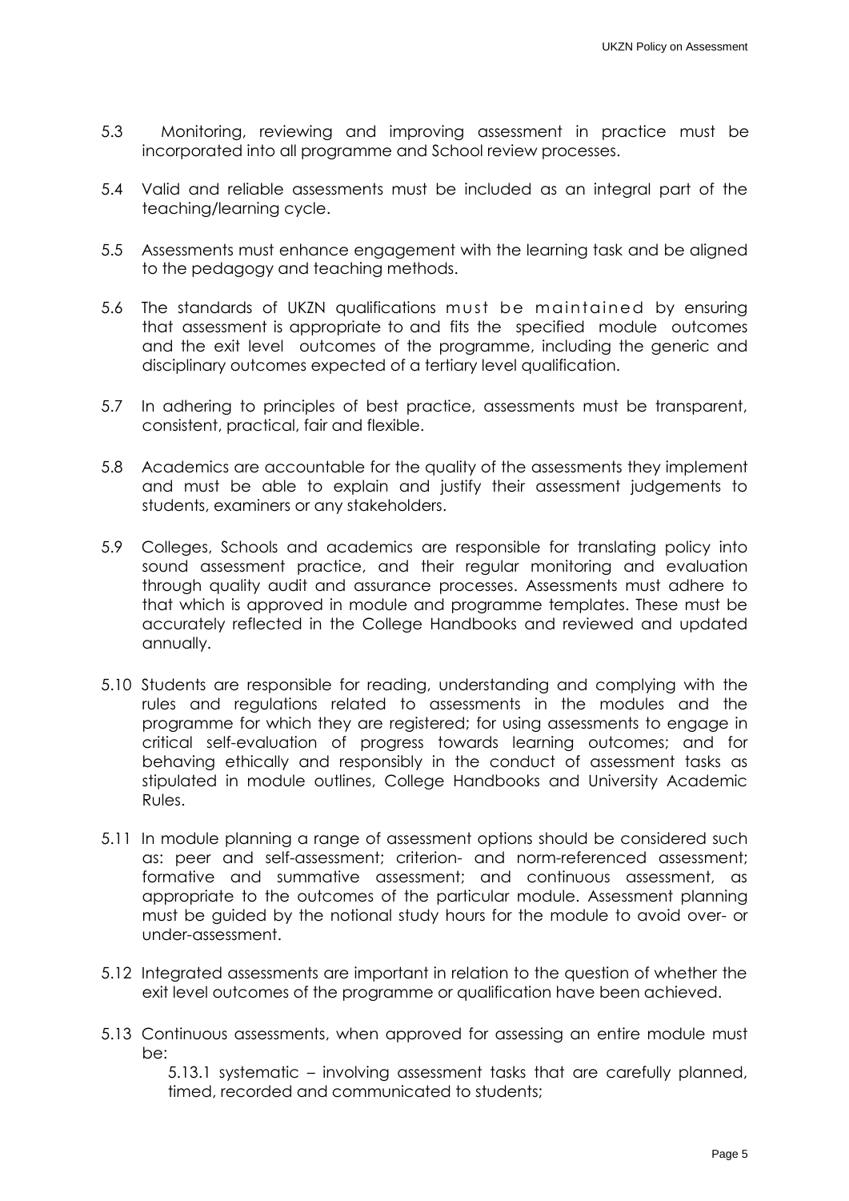5.3 Monitoring, reviewing and improving assessment in practice must be incorporated into all programme and School review processes.

5.4 Valid and reliable assessments must be included as an integral part of the teaching/learning cycle.

5.5 Assessments must enhance engagement with the learning task and be aligned to the pedagogy and teaching methods.

5.6 The standards of UKZN qualifications must be maintained by ensuring that assessment is appropriate to and fits the specified module outcomes and the exit level outcomes of the programme, including the generic and disciplinary outcomes expected of a tertiary level qualification.

5.7 In adhering to principles of best practice, assessments must be transparent, consistent, practical, fair and flexible.

5.8 Academics are accountable for the quality of the assessments they implement and must be able to explain and justify their assessment judgements to students, examiners or any stakeholders.

5.9 Colleges, Schools and academics are responsible for translating policy into sound assessment practice, and their regular monitoring and evaluation through quality audit and assurance processes. Assessments must adhere to that which is approved in module and programme templates. These must be accurately reflected in the College Handbooks and reviewed and updated annually.

5.10 Students are responsible for reading, understanding and complying with the rules and regulations related to assessments in the modules and the programme for which they are registered; for using assessments to engage in critical self-evaluation of progress towards learning outcomes; and for behaving ethically and responsibly in the conduct of assessment tasks as stipulated in module outlines, College Handbooks and University Academic Rules.

5.11 In module planning a range of assessment options should be considered such as: peer and self-assessment; criterion- and norm-referenced assessment; formative and summative assessment; and continuous assessment, as appropriate to the outcomes of the particular module. Assessment planning must be guided by the notional study hours for the module to avoid over- or under-assessment.

5.12 Integrated assessments are important in relation to the question of whether the exit level outcomes of the programme or qualification have been achieved.

5.13 Continuous assessments, when approved for assessing an entire module must be:

5.13.1 systematic – involving assessment tasks that are carefully planned, timed, recorded and communicated to students;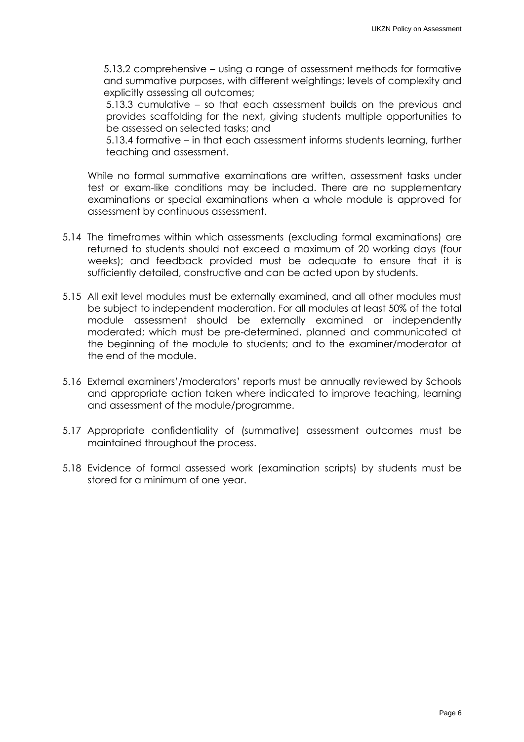5.13.2 comprehensive – using a range of assessment methods for formative and summative purposes, with different weightings; levels of complexity and explicitly assessing all outcomes;

5.13.3 cumulative – so that each assessment builds on the previous and provides scaffolding for the next, giving students multiple opportunities to be assessed on selected tasks; and

5.13.4 formative – in that each assessment informs students learning, further teaching and assessment.

While no formal summative examinations are written, assessment tasks under test or exam-like conditions may be included. There are no supplementary examinations or special examinations when a whole module is approved for assessment by continuous assessment.

5.14 The timeframes within which assessments (excluding formal examinations) are returned to students should not exceed a maximum of 20 working days (four weeks); and feedback provided must be adequate to ensure that it is sufficiently detailed, constructive and can be acted upon by students.

5.15 All exit level modules must be externally examined, and all other modules must be subject to independent moderation. For all modules at least 50% of the total module assessment should be externally examined or independently moderated; which must be pre-determined, planned and communicated at the beginning of the module to students; and to the examiner/moderator at the end of the module.

5.16 External examiners'/moderators' reports must be annually reviewed by Schools and appropriate action taken where indicated to improve teaching, learning and assessment of the module/programme.

5.17 Appropriate confidentiality of (summative) assessment outcomes must be maintained throughout the process.

5.18 Evidence of formal assessed work (examination scripts) by students must be stored for a minimum of one year.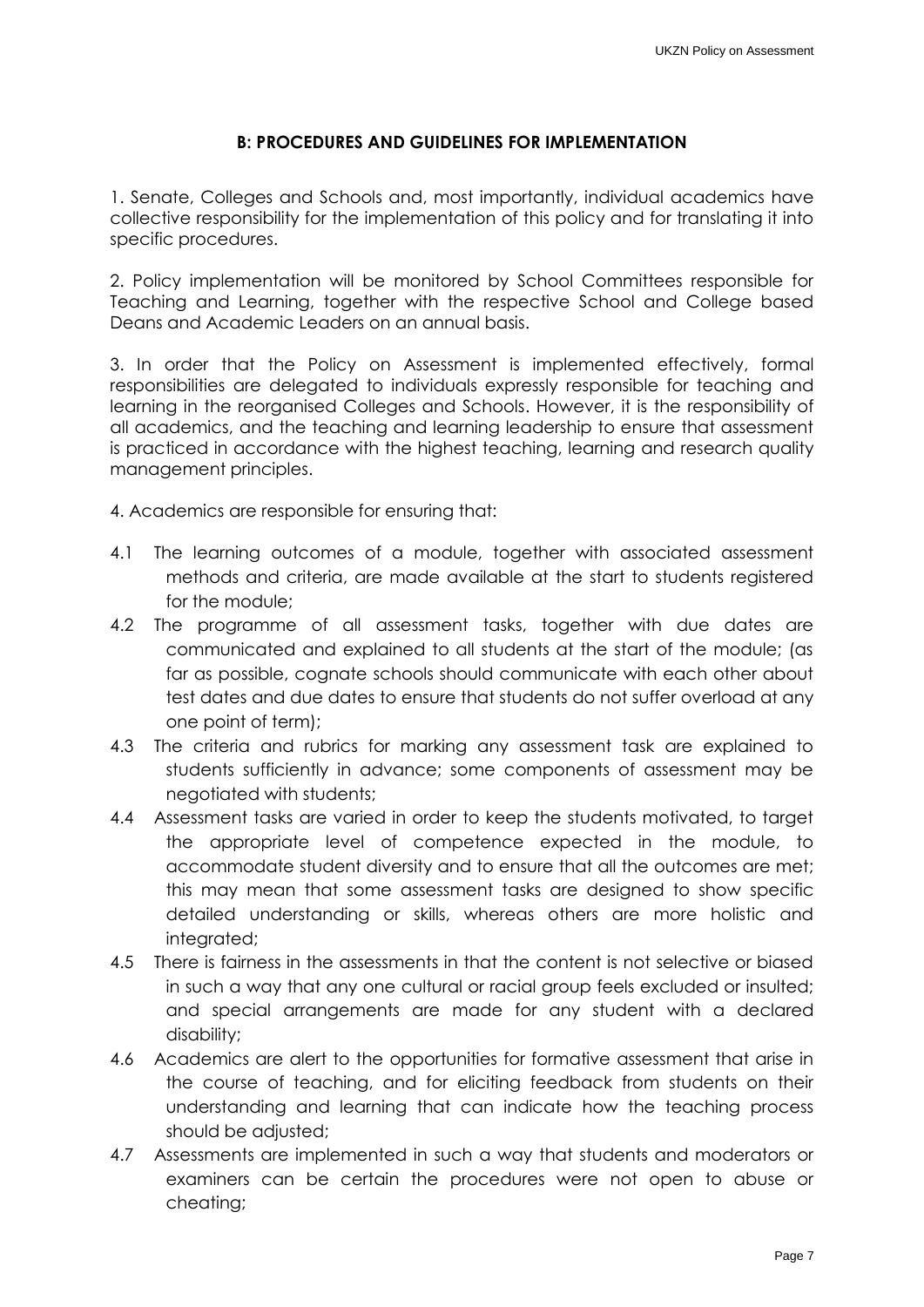## B: PROCEDURES AND GUIDELINES FOR IMPLEMENTATION

1. Senate, Colleges and Schools and, most importantly, individual academics have collective responsibility for the implementation of this policy and for translating it into specific procedures.

2. Policy implementation will be monitored by School Committees responsible for Teaching and Learning, together with the respective School and College based Deans and Academic Leaders on an annual basis.

3. In order that the Policy on Assessment is implemented effectively, formal responsibilities are delegated to individuals expressly responsible for teaching and learning in the reorganised Colleges and Schools. However, it is the responsibility of all academics, and the teaching and learning leadership to ensure that assessment is practiced in accordance with the highest teaching, learning and research quality management principles.

4. Academics are responsible for ensuring that:

4.1 The learning outcomes of a module, together with associated assessment methods and criteria, are made available at the start to students registered for the module;

4.2 The programme of all assessment tasks, together with due dates are communicated and explained to all students at the start of the module; (as far as possible, cognate schools should communicate with each other about test dates and due dates to ensure that students do not suffer overload at any one point of term);

4.3 The criteria and rubrics for marking any assessment task are explained to students sufficiently in advance; some components of assessment may be negotiated with students;

4.4 Assessment tasks are varied in order to keep the students motivated, to target the appropriate level of competence expected in the module, to accommodate student diversity and to ensure that all the outcomes are met; this may mean that some assessment tasks are designed to show specific detailed understanding or skills, whereas others are more holistic and integrated;

4.5 There is fairness in the assessments in that the content is not selective or biased in such a way that any one cultural or racial group feels excluded or insulted; and special arrangements are made for any student with a declared disability;

4.6 Academics are alert to the opportunities for formative assessment that arise in the course of teaching, and for eliciting feedback from students on their understanding and learning that can indicate how the teaching process should be adjusted;

4.7 Assessments are implemented in such a way that students and moderators or examiners can be certain the procedures were not open to abuse or cheating;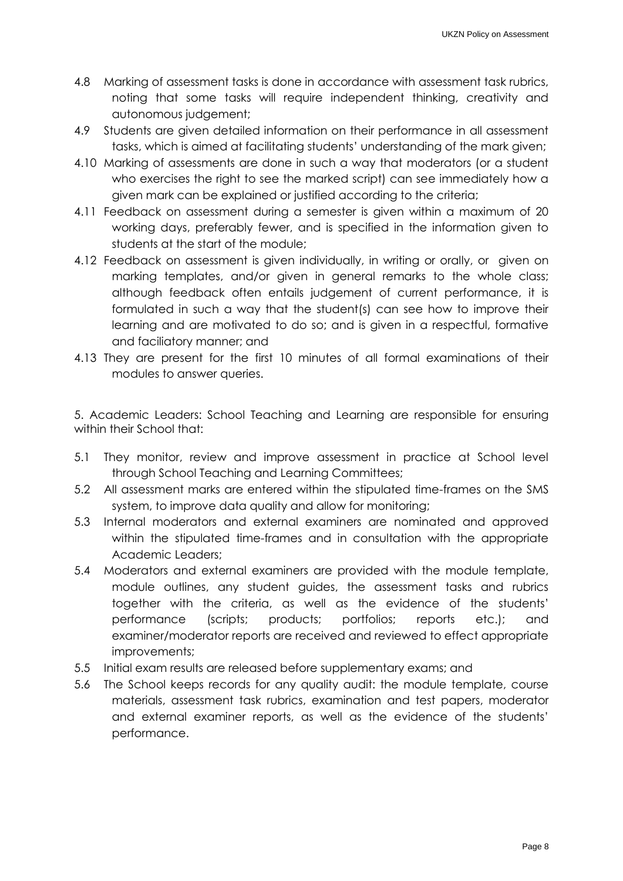4.8 Marking of assessment tasks is done in accordance with assessment task rubrics, noting that some tasks will require independent thinking, creativity and autonomous judgement;

4.9 Students are given detailed information on their performance in all assessment tasks, which is aimed at facilitating students' understanding of the mark given;

4.10 Marking of assessments are done in such a way that moderators (or a student who exercises the right to see the marked script) can see immediately how a given mark can be explained or justified according to the criteria;

4.11 Feedback on assessment during a semester is given within a maximum of 20 working days, preferably fewer, and is specified in the information given to students at the start of the module;

4.12 Feedback on assessment is given individually, in writing or orally, or given on marking templates, and/or given in general remarks to the whole class; although feedback often entails judgement of current performance, it is formulated in such a way that the student(s) can see how to improve their learning and are motivated to do so; and is given in a respectful, formative and faciliatory manner; and

4.13 They are present for the first 10 minutes of all formal examinations of their modules to answer queries.

5. Academic Leaders: School Teaching and Learning are responsible for ensuring within their School that:

5.1 They monitor, review and improve assessment in practice at School level through School Teaching and Learning Committees;

5.2 All assessment marks are entered within the stipulated time-frames on the SMS system, to improve data quality and allow for monitoring;

5.3 Internal moderators and external examiners are nominated and approved within the stipulated time-frames and in consultation with the appropriate Academic Leaders;

5.4 Moderators and external examiners are provided with the module template, module outlines, any student guides, the assessment tasks and rubrics together with the criteria, as well as the evidence of the students' performance (scripts; products; portfolios; reports etc.); and examiner/moderator reports are received and reviewed to effect appropriate improvements;

5.5 Initial exam results are released before supplementary exams; and

5.6 The School keeps records for any quality audit: the module template, course materials, assessment task rubrics, examination and test papers, moderator and external examiner reports, as well as the evidence of the students' performance.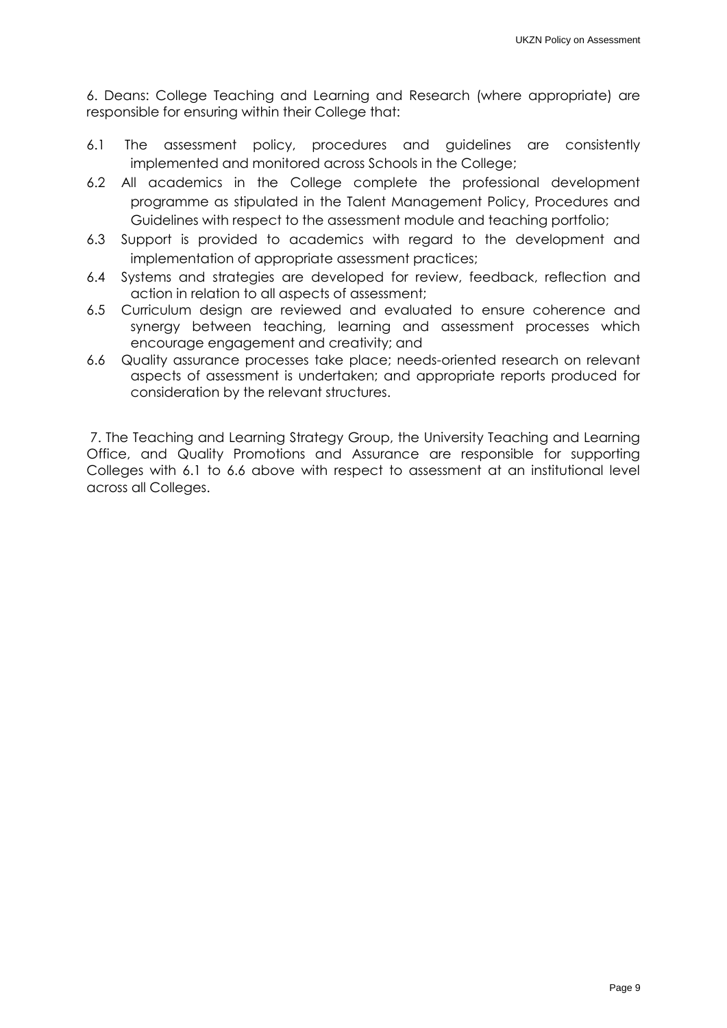6. Deans: College Teaching and Learning and Research (where appropriate) are responsible for ensuring within their College that:

6.1 The assessment policy, procedures and guidelines are consistently implemented and monitored across Schools in the College;

6.2 All academics in the College complete the professional development programme as stipulated in the Talent Management Policy, Procedures and Guidelines with respect to the assessment module and teaching portfolio;

6.3 Support is provided to academics with regard to the development and implementation of appropriate assessment practices;

6.4 Systems and strategies are developed for review, feedback, reflection and action in relation to all aspects of assessment;

6.5 Curriculum design are reviewed and evaluated to ensure coherence and synergy between teaching, learning and assessment processes which encourage engagement and creativity; and

6.6 Quality assurance processes take place; needs-oriented research on relevant aspects of assessment is undertaken; and appropriate reports produced for consideration by the relevant structures.

7. The Teaching and Learning Strategy Group, the University Teaching and Learning Office, and Quality Promotions and Assurance are responsible for supporting Colleges with 6.1 to 6.6 above with respect to assessment at an institutional level across all Colleges.